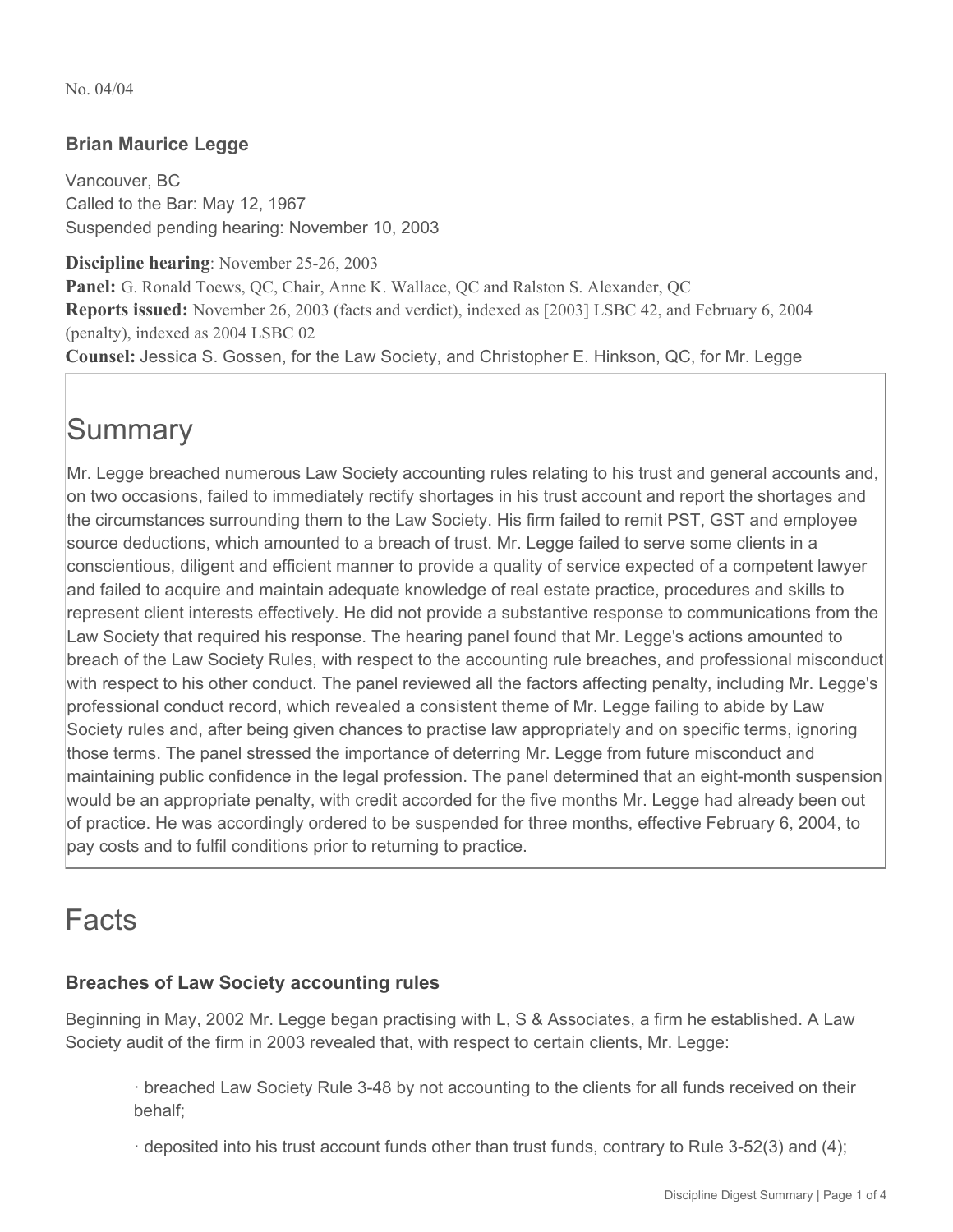No. 04/04

### Brian Maurice Legge

Vancouver, BC
Called to the Bar: May 12, 1967
Suspended pending hearing: November 10, 2003

**Discipline hearing**: November 25-26, 2003
**Panel:** G. Ronald Toews, QC, Chair, Anne K. Wallace, QC and Ralston S. Alexander, QC
**Reports issued:** November 26, 2003 (facts and verdict), indexed as [2003] LSBC 42, and February 6, 2004 (penalty), indexed as 2004 LSBC 02
**Counsel:** Jessica S. Gossen, for the Law Society, and Christopher E. Hinkson, QC, for Mr. Legge

# Summary

Mr. Legge breached numerous Law Society accounting rules relating to his trust and general accounts and, on two occasions, failed to immediately rectify shortages in his trust account and report the shortages and the circumstances surrounding them to the Law Society. His firm failed to remit PST, GST and employee source deductions, which amounted to a breach of trust. Mr. Legge failed to serve some clients in a conscientious, diligent and efficient manner to provide a quality of service expected of a competent lawyer and failed to acquire and maintain adequate knowledge of real estate practice, procedures and skills to represent client interests effectively. He did not provide a substantive response to communications from the Law Society that required his response. The hearing panel found that Mr. Legge's actions amounted to breach of the Law Society Rules, with respect to the accounting rule breaches, and professional misconduct with respect to his other conduct. The panel reviewed all the factors affecting penalty, including Mr. Legge's professional conduct record, which revealed a consistent theme of Mr. Legge failing to abide by Law Society rules and, after being given chances to practise law appropriately and on specific terms, ignoring those terms. The panel stressed the importance of deterring Mr. Legge from future misconduct and maintaining public confidence in the legal profession. The panel determined that an eight-month suspension would be an appropriate penalty, with credit accorded for the five months Mr. Legge had already been out of practice. He was accordingly ordered to be suspended for three months, effective February 6, 2004, to pay costs and to fulfil conditions prior to returning to practice.

# Facts

### Breaches of Law Society accounting rules

Beginning in May, 2002 Mr. Legge began practising with L, S & Associates, a firm he established. A Law Society audit of the firm in 2003 revealed that, with respect to certain clients, Mr. Legge:

- breached Law Society Rule 3-48 by not accounting to the clients for all funds received on their behalf;
- deposited into his trust account funds other than trust funds, contrary to Rule 3-52(3) and (4);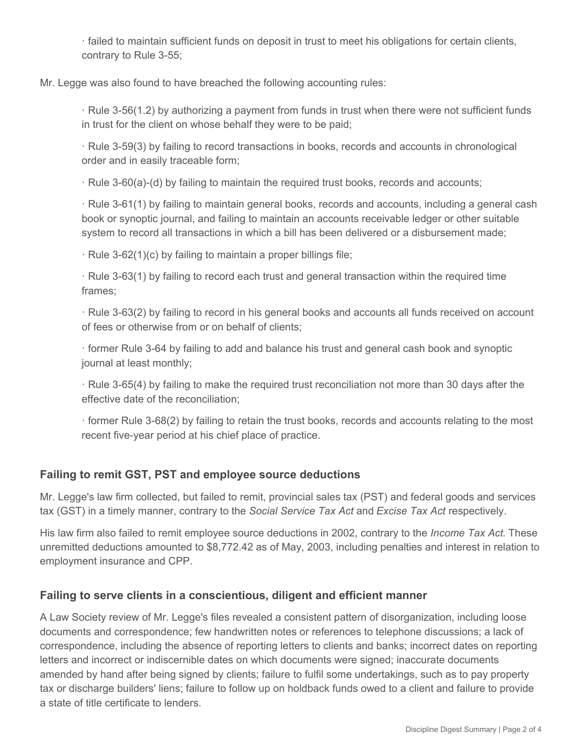- failed to maintain sufficient funds on deposit in trust to meet his obligations for certain clients, contrary to Rule 3-55;

Mr. Legge was also found to have breached the following accounting rules:

- Rule 3-56(1.2) by authorizing a payment from funds in trust when there were not sufficient funds in trust for the client on whose behalf they were to be paid;
- Rule 3-59(3) by failing to record transactions in books, records and accounts in chronological order and in easily traceable form;
- Rule 3-60(a)-(d) by failing to maintain the required trust books, records and accounts;
- Rule 3-61(1) by failing to maintain general books, records and accounts, including a general cash book or synoptic journal, and failing to maintain an accounts receivable ledger or other suitable system to record all transactions in which a bill has been delivered or a disbursement made;
- Rule 3-62(1)(c) by failing to maintain a proper billings file;
- Rule 3-63(1) by failing to record each trust and general transaction within the required time frames;
- Rule 3-63(2) by failing to record in his general books and accounts all funds received on account of fees or otherwise from or on behalf of clients;
- former Rule 3-64 by failing to add and balance his trust and general cash book and synoptic journal at least monthly;
- Rule 3-65(4) by failing to make the required trust reconciliation not more than 30 days after the effective date of the reconciliation;
- former Rule 3-68(2) by failing to retain the trust books, records and accounts relating to the most recent five-year period at his chief place of practice.

### Failing to remit GST, PST and employee source deductions

Mr. Legge's law firm collected, but failed to remit, provincial sales tax (PST) and federal goods and services tax (GST) in a timely manner, contrary to the *Social Service Tax Act* and *Excise Tax Act* respectively.

His law firm also failed to remit employee source deductions in 2002, contrary to the *Income Tax Act*. These unremitted deductions amounted to $8,772.42 as of May, 2003, including penalties and interest in relation to employment insurance and CPP.

### Failing to serve clients in a conscientious, diligent and efficient manner

A Law Society review of Mr. Legge's files revealed a consistent pattern of disorganization, including loose documents and correspondence; few handwritten notes or references to telephone discussions; a lack of correspondence, including the absence of reporting letters to clients and banks; incorrect dates on reporting letters and incorrect or indiscernible dates on which documents were signed; inaccurate documents amended by hand after being signed by clients; failure to fulfil some undertakings, such as to pay property tax or discharge builders' liens; failure to follow up on holdback funds owed to a client and failure to provide a state of title certificate to lenders.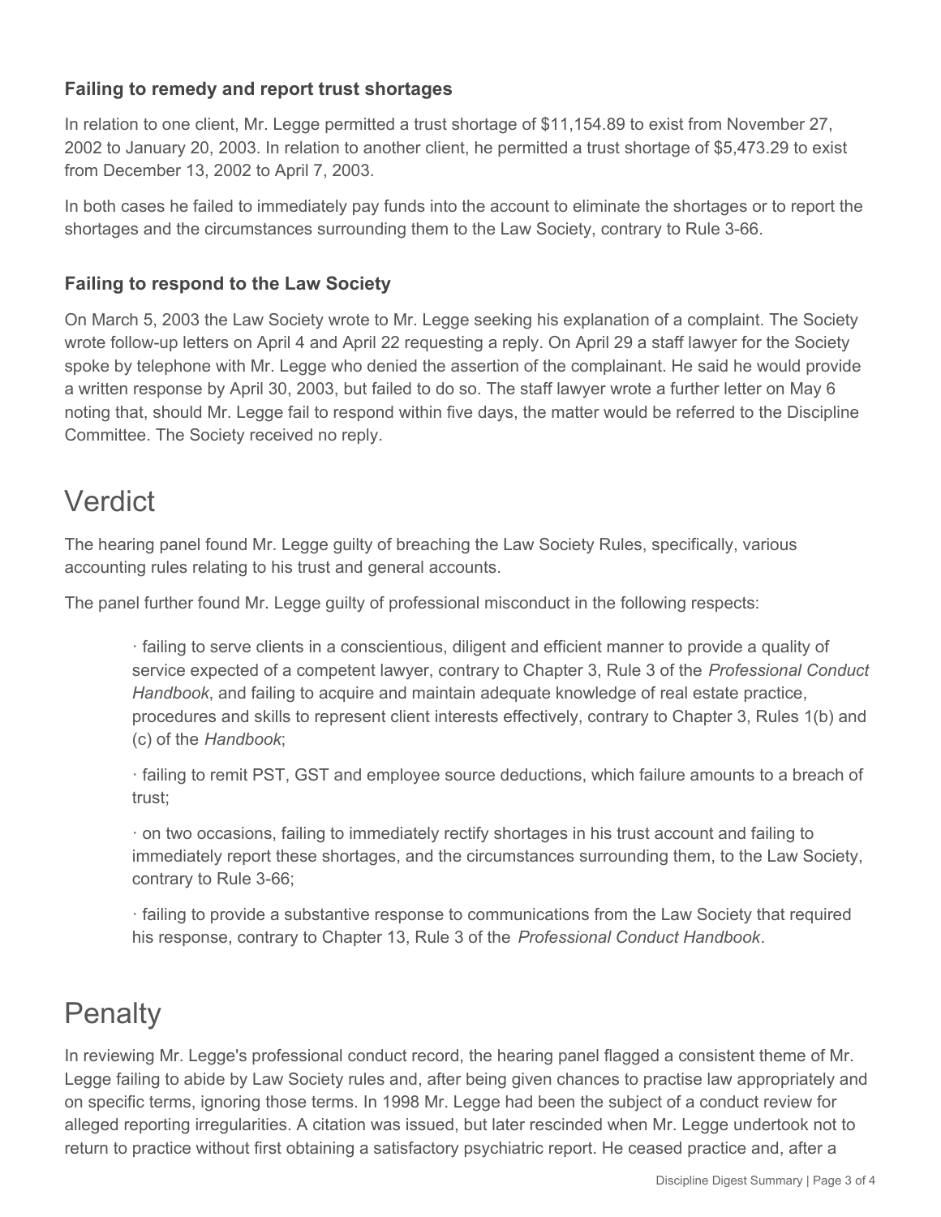### Failing to remedy and report trust shortages

In relation to one client, Mr. Legge permitted a trust shortage of $11,154.89 to exist from November 27, 2002 to January 20, 2003. In relation to another client, he permitted a trust shortage of $5,473.29 to exist from December 13, 2002 to April 7, 2003.

In both cases he failed to immediately pay funds into the account to eliminate the shortages or to report the shortages and the circumstances surrounding them to the Law Society, contrary to Rule 3-66.

### Failing to respond to the Law Society

On March 5, 2003 the Law Society wrote to Mr. Legge seeking his explanation of a complaint. The Society wrote follow-up letters on April 4 and April 22 requesting a reply. On April 29 a staff lawyer for the Society spoke by telephone with Mr. Legge who denied the assertion of the complainant. He said he would provide a written response by April 30, 2003, but failed to do so. The staff lawyer wrote a further letter on May 6 noting that, should Mr. Legge fail to respond within five days, the matter would be referred to the Discipline Committee. The Society received no reply.

# Verdict

The hearing panel found Mr. Legge guilty of breaching the Law Society Rules, specifically, various accounting rules relating to his trust and general accounts.

The panel further found Mr. Legge guilty of professional misconduct in the following respects:

- failing to serve clients in a conscientious, diligent and efficient manner to provide a quality of service expected of a competent lawyer, contrary to Chapter 3, Rule 3 of the *Professional Conduct Handbook*, and failing to acquire and maintain adequate knowledge of real estate practice, procedures and skills to represent client interests effectively, contrary to Chapter 3, Rules 1(b) and (c) of the *Handbook*;

- failing to remit PST, GST and employee source deductions, which failure amounts to a breach of trust;

- on two occasions, failing to immediately rectify shortages in his trust account and failing to immediately report these shortages, and the circumstances surrounding them, to the Law Society, contrary to Rule 3-66;

- failing to provide a substantive response to communications from the Law Society that required his response, contrary to Chapter 13, Rule 3 of the *Professional Conduct Handbook*.

# Penalty

In reviewing Mr. Legge's professional conduct record, the hearing panel flagged a consistent theme of Mr. Legge failing to abide by Law Society rules and, after being given chances to practise law appropriately and on specific terms, ignoring those terms. In 1998 Mr. Legge had been the subject of a conduct review for alleged reporting irregularities. A citation was issued, but later rescinded when Mr. Legge undertook not to return to practice without first obtaining a satisfactory psychiatric report. He ceased practice and, after a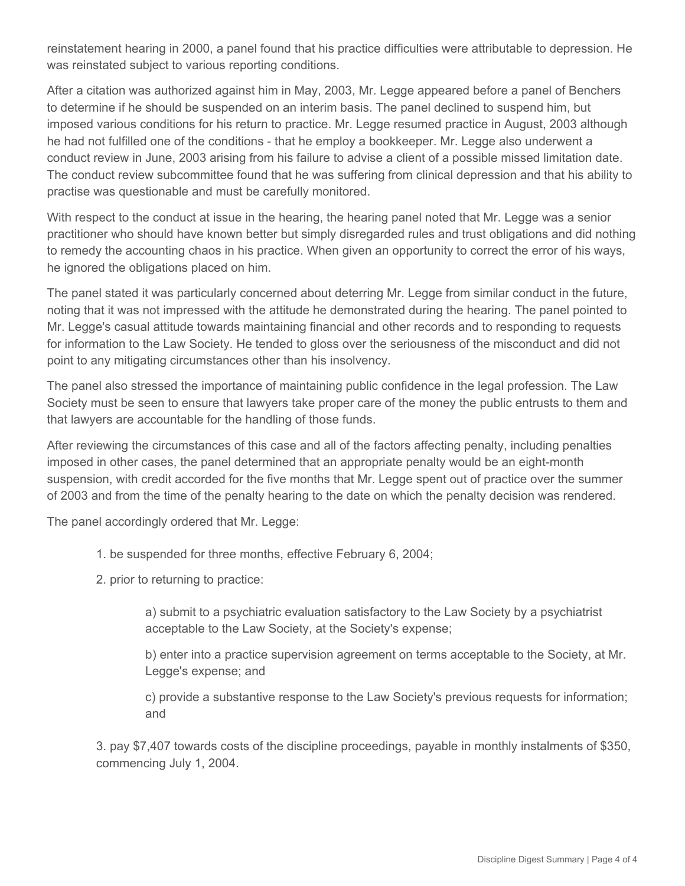reinstatement hearing in 2000, a panel found that his practice difficulties were attributable to depression. He was reinstated subject to various reporting conditions.

After a citation was authorized against him in May, 2003, Mr. Legge appeared before a panel of Benchers to determine if he should be suspended on an interim basis. The panel declined to suspend him, but imposed various conditions for his return to practice. Mr. Legge resumed practice in August, 2003 although he had not fulfilled one of the conditions - that he employ a bookkeeper. Mr. Legge also underwent a conduct review in June, 2003 arising from his failure to advise a client of a possible missed limitation date. The conduct review subcommittee found that he was suffering from clinical depression and that his ability to practise was questionable and must be carefully monitored.

With respect to the conduct at issue in the hearing, the hearing panel noted that Mr. Legge was a senior practitioner who should have known better but simply disregarded rules and trust obligations and did nothing to remedy the accounting chaos in his practice. When given an opportunity to correct the error of his ways, he ignored the obligations placed on him.

The panel stated it was particularly concerned about deterring Mr. Legge from similar conduct in the future, noting that it was not impressed with the attitude he demonstrated during the hearing. The panel pointed to Mr. Legge's casual attitude towards maintaining financial and other records and to responding to requests for information to the Law Society. He tended to gloss over the seriousness of the misconduct and did not point to any mitigating circumstances other than his insolvency.

The panel also stressed the importance of maintaining public confidence in the legal profession. The Law Society must be seen to ensure that lawyers take proper care of the money the public entrusts to them and that lawyers are accountable for the handling of those funds.

After reviewing the circumstances of this case and all of the factors affecting penalty, including penalties imposed in other cases, the panel determined that an appropriate penalty would be an eight-month suspension, with credit accorded for the five months that Mr. Legge spent out of practice over the summer of 2003 and from the time of the penalty hearing to the date on which the penalty decision was rendered.

The panel accordingly ordered that Mr. Legge:

1. be suspended for three months, effective February 6, 2004;
2. prior to returning to practice:

    a) submit to a psychiatric evaluation satisfactory to the Law Society by a psychiatrist acceptable to the Law Society, at the Society's expense;

    b) enter into a practice supervision agreement on terms acceptable to the Society, at Mr. Legge's expense; and

    c) provide a substantive response to the Law Society's previous requests for information; and

3. pay $7,407 towards costs of the discipline proceedings, payable in monthly instalments of $350, commencing July 1, 2004.